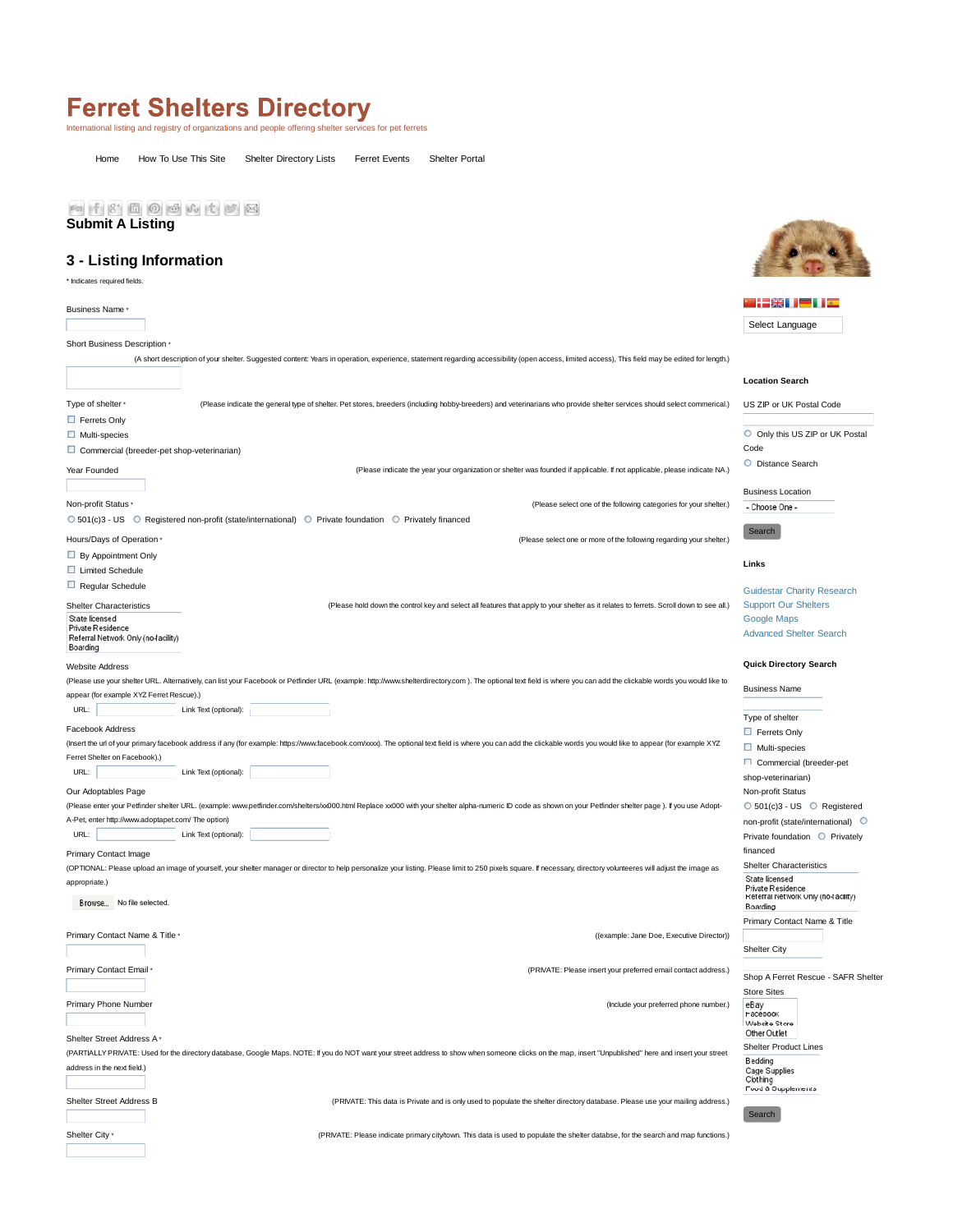# Ferret Shelters Directory

International listing and registry of organizations and people offering shelter services for pet ferrets

Home | How To Use This Site | Shelter Directory Lists | Ferret Events | Shelter Portal

## Submit A Listing

## 3 - Listing Information

* Indicates required fields.

Business Name *

Short Business Description *

(A short description of your shelter. Suggested content: Years in operation, experience, statement regarding accessibility (open access, limited access), This field may be edited for length.)

Type of shelter * (Please indicate the general type of shelter. Pet stores, breeders (including hobby-breeders) and veterinarians who provide shelter services should select commerical.)

- ☐ Ferrets Only
- ☐ Multi-species
- ☐ Commercial (breeder-pet shop-veterinarian)

Year Founded (Please indicate the year your organization or shelter was founded if applicable. If not applicable, please indicate NA.)

Non-profit Status * (Please select one of the following categories for your shelter.)

○ 501(c)3 - US ○ Registered non-profit (state/international) ○ Private foundation ○ Privately financed

Hours/Days of Operation * (Please select one or more of the following regarding your shelter.)

- ☐ By Appointment Only
- ☐ Limited Schedule
- ☐ Regular Schedule

Shelter Characteristics (Please hold down the control key and select all features that apply to your shelter as it relates to ferrets. Scroll down to see all.)

- State licensed
- Private Residence
- Referral Network Only (no-facility)
- Boarding

Website Address

(Please use your shelter URL. Alternatively, can list your Facebook or Petfinder URL (example: http://www.shelterdirectory.com ). The optional text field is where you can add the clickable words you would like to appear (for example XYZ Ferret Rescue).)

URL: Link Text (optional):

Facebook Address

(Insert the url of your primary facebook address if any (for example: https://www.facebook.com/xxxx). The optional text field is where you can add the clickable words you would like to appear (for example XYZ Ferret Shelter on Facebook).)

URL: Link Text (optional):

Our Adoptables Page

(Please enter your Petfinder shelter URL. (example: www.petfinder.com/shelters/xx000.html Replace xx000 with your shelter alpha-numeric ID code as shown on your Petfinder shelter page ). If you use Adopt-A-Pet, enter http://www.adoptapet.com/ The option)

URL: Link Text (optional):

Primary Contact Image

(OPTIONAL: Please upload an image of yourself, your shelter manager or director to help personalize your listing. Please limit to 250 pixels square. If necessary, directory volunteers will adjust the image as appropriate.)

Browse... No file selected.

Primary Contact Name & Title * ((example: Jane Doe, Executive Director))

Primary Contact Email * (PRIVATE: Please insert your preferred email contact address.)

Primary Phone Number (Include your preferred phone number.)

Shelter Street Address A *

(PARTIALLY PRIVATE: Used for the directory database, Google Maps. NOTE: If you do NOT want your street address to show when someone clicks on the map, insert "Unpublished" here and insert your street address in the next field.)

Shelter Street Address B (PRIVATE: This data is Private and is only used to populate the shelter directory database. Please use your mailing address.)

Shelter City * (PRIVATE: Please indicate primary city/town. This data is used to populate the shelter databse, for the search and map functions.)

Select Language

**Location Search**

US ZIP or UK Postal Code

○ Only this US ZIP or UK Postal Code

○ Distance Search

Business Location

- Choose One -

Search

**Links**

- Guidestar Charity Research
- Support Our Shelters
- Google Maps
- Advanced Shelter Search

**Quick Directory Search**

Business Name

Type of shelter

- ☐ Ferrets Only
- ☐ Multi-species
- ☐ Commercial (breeder-pet shop-veterinarian)

Non-profit Status

○ 501(c)3 - US ○ Registered non-profit (state/international) ○ Private foundation ○ Privately financed

Shelter Characteristics

- State licensed
- Private Residence
- Referral Network Only (no-facility)
- Boarding

Primary Contact Name & Title

Shelter City

Shop A Ferret Rescue - SAFR Shelter Store Sites

- eBay
- Facebook
- Website Store
- Other Outlet

Shelter Product Lines

- Bedding
- Cage Supplies
- Clothing
- Food & Supplements

Search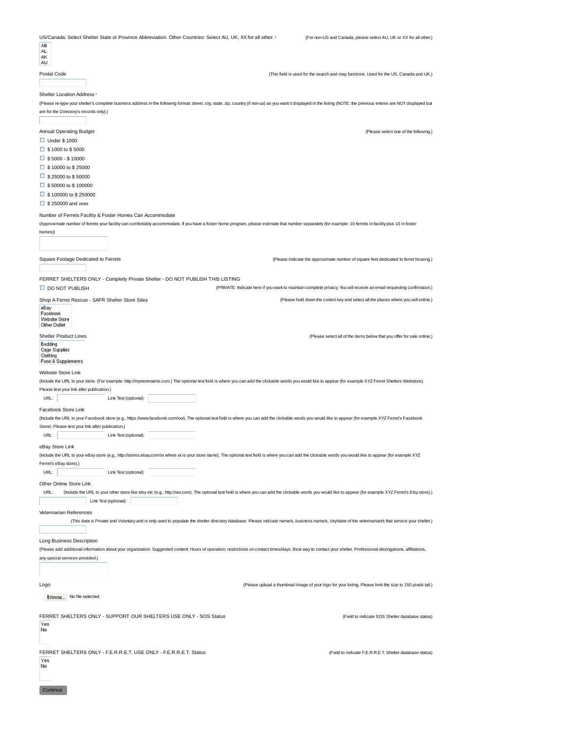US/Canada: Select Shelter State or Province Abbreviation. Other Countries: Select AU, UK, XX for all other. * (For non-US and Canada, please select AU, UK or XX for all other.)

AB
AL
AK
AU

Postal Code (This field is used for the search and map functions. Used for the US, Canada and UK.)

Shelter Location Address *

(Please re-type your shelter's complete business address in the following format: street, city, state, zip, country (if non-us) as you want it displayed in the listing (NOTE: the previous entries are NOT displayed but are for the Directory's records only).)

Annual Operating Budget (Please select one of the following.)

- ☐ Under $ 1000
- ☐ $ 1000 to $ 5000
- ☐ $ 5000 - $ 10000
- ☐ $ 10000 to $ 25000
- ☐ $ 25000 to $ 50000
- ☐ $ 50000 to $ 100000
- ☐ $ 100000 to $ 250000
- ☐ $ 250000 and over

Number of Ferrets Facility & Foster Homes Can Accommodate

(Approximate number of ferrets your facility can comfortably accommodate. If you have a foster home program, please estimate that number separately (for example: 10 ferrets in facility plus 10 in foster homes))

Square Footage Dedicated to Ferrets (Please indicate the approximate number of square feet dedicated to ferret housing.)

FERRET SHELTERS ONLY - Completly Private Shelter - DO NOT PUBLISH THIS LISTING

☐ DO NOT PUBLISH (PRIVATE: Indicate here if you want to maintain complete privacy. You will receive an email requesting confirmaion.)

Shop A Ferret Rescue - SAFR Shelter Store Sites (Please hold down the control key and select all the places where you sell online.)

eBay
Facebook
Website Store
Other Outlet

Shelter Product Lines (Please select all of the items below that you offer for sale online.)

Bedding
Cage Supplies
Clothing
Food & Supplements

Website Store Link

(Include the URL to your store. (For example: http://mystorename.com.) The optional text field is where you can add the clickable words you would like to appear (for example XYZ Ferret Shelters Webstore). Please test your link after publication.)

URL: Link Text (optional):

Facebook Store Link

(Include the URL to your Facebook store (e.g., https://www.facebook.com/xxx). The optional text field is where you can add the clickable words you would like to appear (for example XYZ Ferret's Facebook Store). Please test your link after publication.)

URL: Link Text (optional):

eBay Store Link

(Include the URL to your eBay store (e.g., http://stores.ebay.com/xx where xx is your store name). The optional text field is where you can add the clickable words you would like to appear (for example XYZ Ferret's eBay store).)

URL: Link Text (optional):

Other Online Store Link

URL: (Include the URL to your other store like etsy etc (e.g., http://xxx.com). The optional text field is where you can add the clickable words you would like to appear (for example XYZ Ferret's Etsy store).)

Link Text (optional):

Veterinarian References

(This data is Private and Voluntary and is only used to populate the shelter directory database. Please indicate name/s, business name/s, city/state of the veterinarian/s that service your shelter.)

Long Business Description

(Please add additional information about your organization. Suggested content: Hours of operation, restrictions on contact times/days. Best way to contact your shelter. Professional desingations, affiliations, any special services provided.)

Logo (Please upload a thumbnail image of your logo for your listing. Please limit the size to 150 pixels tall.)

Browse... No file selected.

FERRET SHELTERS ONLY - SUPPORT OUR SHELTERS USE ONLY - SOS Status (Field to indicate SOS Shelter database status)

Yes
No

FERRET SHELTERS ONLY - F.E.R.R.E.T. USE ONLY - F.E.R.R.E.T. Status (Field to indicate F.E.R.R.E.T. Shelter database status)

Yes
No

Continue